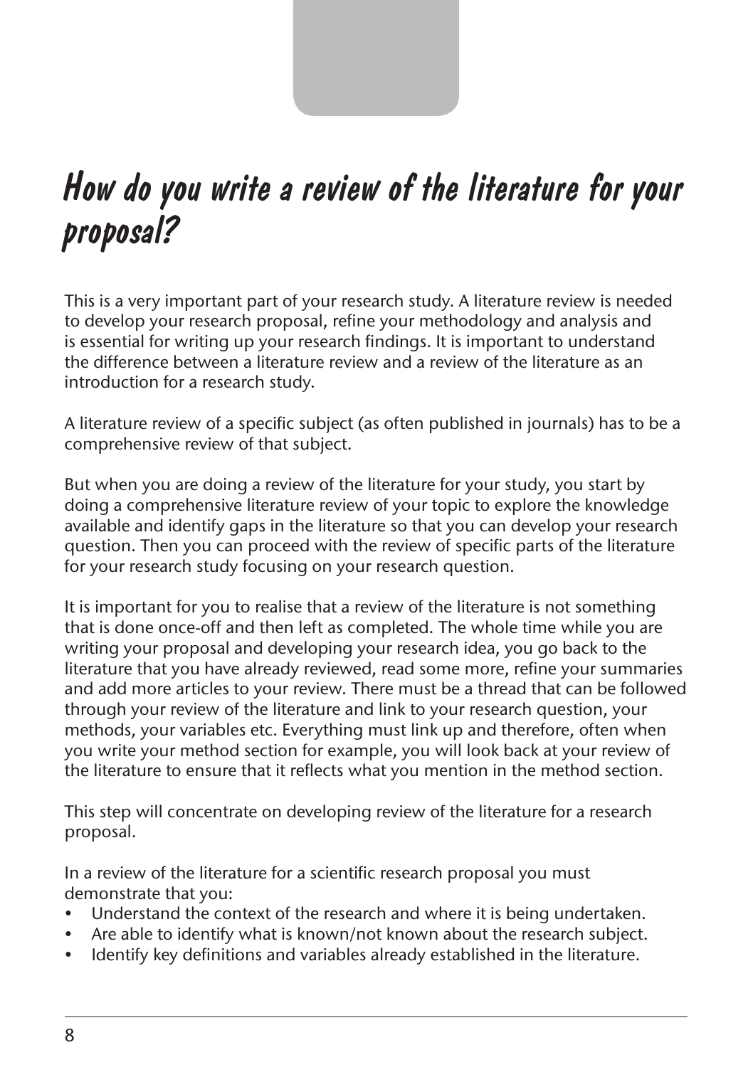# How do you write a review of the literature for your proposal?

This is a very important part of your research study. A literature review is needed to develop your research proposal, refine your methodology and analysis and is essential for writing up your research findings. It is important to understand the difference between a literature review and a review of the literature as an introduction for a research study.

A literature review of a specific subject (as often published in journals) has to be a comprehensive review of that subject.

But when you are doing a review of the literature for your study, you start by doing a comprehensive literature review of your topic to explore the knowledge available and identify gaps in the literature so that you can develop your research question. Then you can proceed with the review of specific parts of the literature for your research study focusing on your research question.

It is important for you to realise that a review of the literature is not something that is done once-off and then left as completed. The whole time while you are writing your proposal and developing your research idea, you go back to the literature that you have already reviewed, read some more, refine your summaries and add more articles to your review. There must be a thread that can be followed through your review of the literature and link to your research question, your methods, your variables etc. Everything must link up and therefore, often when you write your method section for example, you will look back at your review of the literature to ensure that it reflects what you mention in the method section.

This step will concentrate on developing review of the literature for a research proposal.

In a review of the literature for a scientific research proposal you must demonstrate that you:

- Understand the context of the research and where it is being undertaken.
- Are able to identify what is known/not known about the research subject.
- Identify key definitions and variables already established in the literature.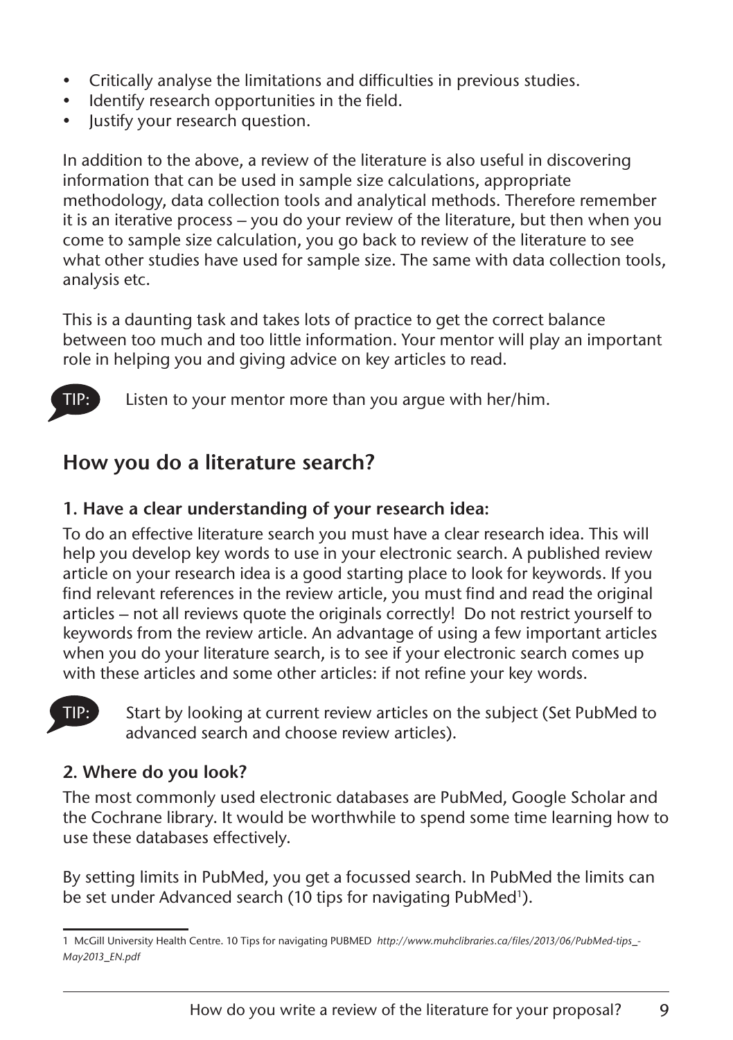- Critically analyse the limitations and difficulties in previous studies.
- Identify research opportunities in the field.
- Justify your research question.

In addition to the above, a review of the literature is also useful in discovering information that can be used in sample size calculations, appropriate methodology, data collection tools and analytical methods. Therefore remember it is an iterative process – you do your review of the literature, but then when you come to sample size calculation, you go back to review of the literature to see what other studies have used for sample size. The same with data collection tools, analysis etc.

This is a daunting task and takes lots of practice to get the correct balance between too much and too little information. Your mentor will play an important role in helping you and giving advice on key articles to read.

**TIP:** Listen to your mentor more than you argue with her/him.

## How you do a literature search?

### 1. Have a clear understanding of your research idea:

To do an effective literature search you must have a clear research idea. This will help you develop key words to use in your electronic search. A published review article on your research idea is a good starting place to look for keywords. If you find relevant references in the review article, you must find and read the original articles – not all reviews quote the originals correctly! Do not restrict yourself to keywords from the review article. An advantage of using a few important articles when you do your literature search, is to see if your electronic search comes up with these articles and some other articles: if not refine your key words.

**TIP:** Start by looking at current review articles on the subject (Set PubMed to advanced search and choose review articles).

### 2. Where do you look?

The most commonly used electronic databases are PubMed, Google Scholar and the Cochrane library. It would be worthwhile to spend some time learning how to use these databases effectively.

By setting limits in PubMed, you get a focussed search. In PubMed the limits can be set under Advanced search (10 tips for navigating PubMed[1]).

---

1 McGill University Health Centre. 10 Tips for navigating PUBMED *http://www.muhclibraries.ca/files/2013/06/PubMed-tips_-May2013_EN.pdf*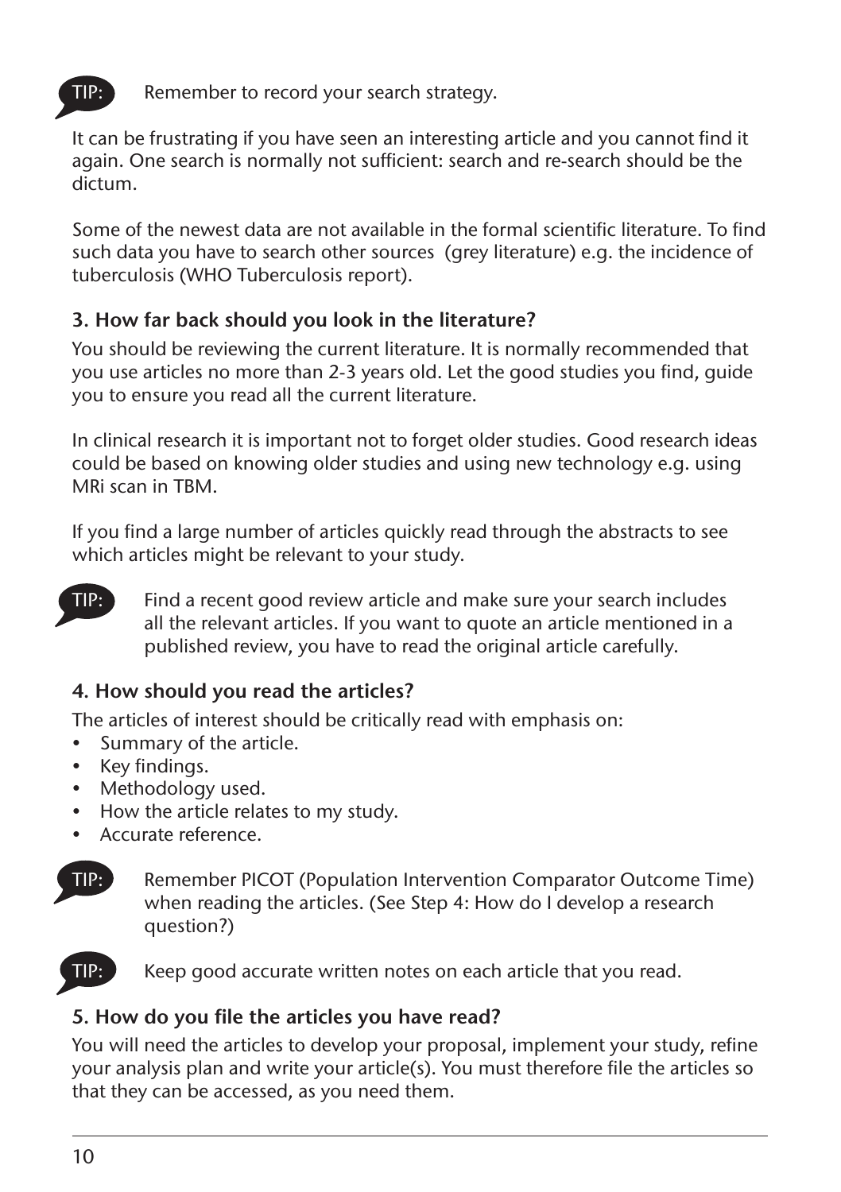**TIP:** Remember to record your search strategy.

It can be frustrating if you have seen an interesting article and you cannot find it again. One search is normally not sufficient: search and re-search should be the dictum.

Some of the newest data are not available in the formal scientific literature. To find such data you have to search other sources (grey literature) e.g. the incidence of tuberculosis (WHO Tuberculosis report).

### 3. How far back should you look in the literature?

You should be reviewing the current literature. It is normally recommended that you use articles no more than 2-3 years old. Let the good studies you find, guide you to ensure you read all the current literature.

In clinical research it is important not to forget older studies. Good research ideas could be based on knowing older studies and using new technology e.g. using MRi scan in TBM.

If you find a large number of articles quickly read through the abstracts to see which articles might be relevant to your study.

**TIP:** Find a recent good review article and make sure your search includes all the relevant articles. If you want to quote an article mentioned in a published review, you have to read the original article carefully.

### 4. How should you read the articles?

The articles of interest should be critically read with emphasis on:

- Summary of the article.
- Key findings.
- Methodology used.
- How the article relates to my study.
- Accurate reference.

**TIP:** Remember PICOT (Population Intervention Comparator Outcome Time) when reading the articles. (See Step 4: How do I develop a research question?)

**TIP:** Keep good accurate written notes on each article that you read.

### 5. How do you file the articles you have read?

You will need the articles to develop your proposal, implement your study, refine your analysis plan and write your article(s). You must therefore file the articles so that they can be accessed, as you need them.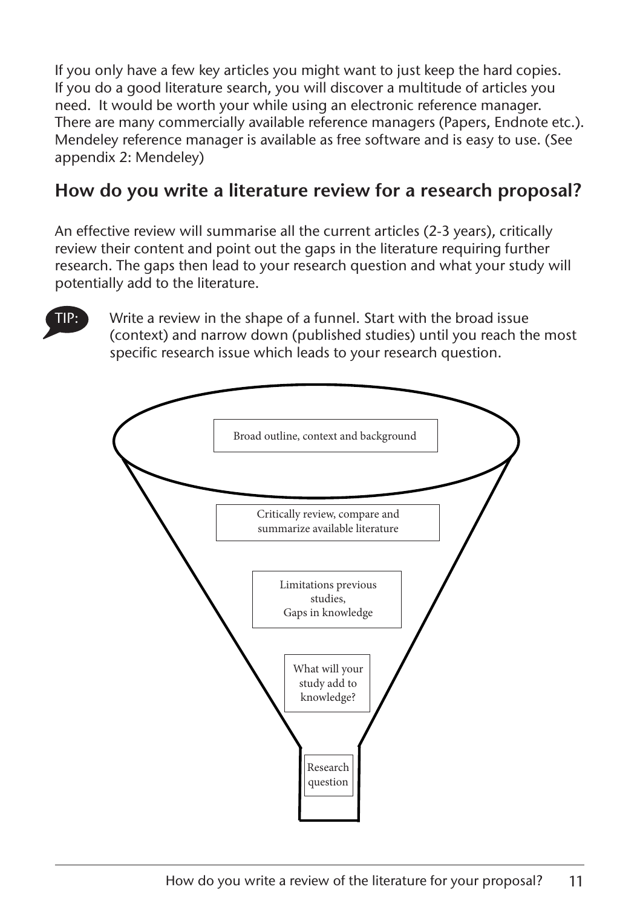If you only have a few key articles you might want to just keep the hard copies. If you do a good literature search, you will discover a multitude of articles you need. It would be worth your while using an electronic reference manager. There are many commercially available reference managers (Papers, Endnote etc.). Mendeley reference manager is available as free software and is easy to use. (See appendix 2: Mendeley)

## How do you write a literature review for a research proposal?

An effective review will summarise all the current articles (2-3 years), critically review their content and point out the gaps in the literature requiring further research. The gaps then lead to your research question and what your study will potentially add to the literature.

TIP: Write a review in the shape of a funnel. Start with the broad issue (context) and narrow down (published studies) until you reach the most specific research issue which leads to your research question.

Broad outline, context and background

Critically review, compare and summarize available literature

Limitations previous studies,
Gaps in knowledge

What will your study add to knowledge?

Research question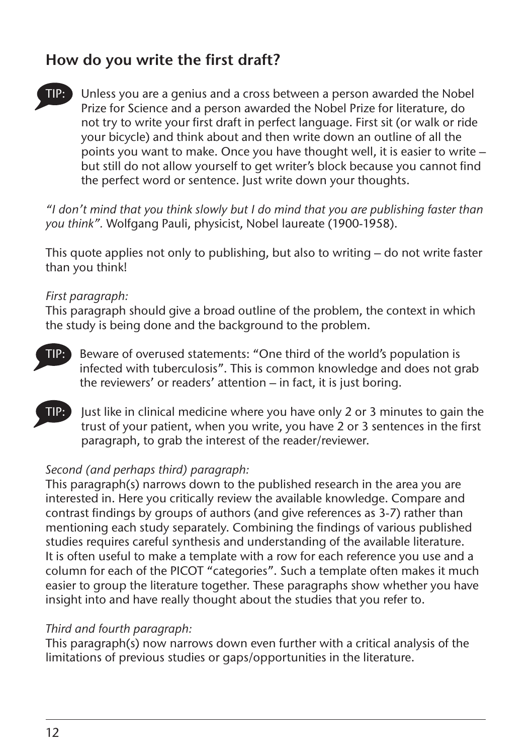## How do you write the first draft?

**TIP:** Unless you are a genius and a cross between a person awarded the Nobel Prize for Science and a person awarded the Nobel Prize for literature, do not try to write your first draft in perfect language. First sit (or walk or ride your bicycle) and think about and then write down an outline of all the points you want to make. Once you have thought well, it is easier to write – but still do not allow yourself to get writer's block because you cannot find the perfect word or sentence. Just write down your thoughts.

*"I don't mind that you think slowly but I do mind that you are publishing faster than you think".* Wolfgang Pauli, physicist, Nobel laureate (1900-1958).

This quote applies not only to publishing, but also to writing – do not write faster than you think!

*First paragraph:*
This paragraph should give a broad outline of the problem, the context in which the study is being done and the background to the problem.

**TIP:** Beware of overused statements: "One third of the world's population is infected with tuberculosis". This is common knowledge and does not grab the reviewers' or readers' attention – in fact, it is just boring.

**TIP:** Just like in clinical medicine where you have only 2 or 3 minutes to gain the trust of your patient, when you write, you have 2 or 3 sentences in the first paragraph, to grab the interest of the reader/reviewer.

*Second (and perhaps third) paragraph:*
This paragraph(s) narrows down to the published research in the area you are interested in. Here you critically review the available knowledge. Compare and contrast findings by groups of authors (and give references as 3-7) rather than mentioning each study separately. Combining the findings of various published studies requires careful synthesis and understanding of the available literature. It is often useful to make a template with a row for each reference you use and a column for each of the PICOT "categories". Such a template often makes it much easier to group the literature together. These paragraphs show whether you have insight into and have really thought about the studies that you refer to.

*Third and fourth paragraph:*
This paragraph(s) now narrows down even further with a critical analysis of the limitations of previous studies or gaps/opportunities in the literature.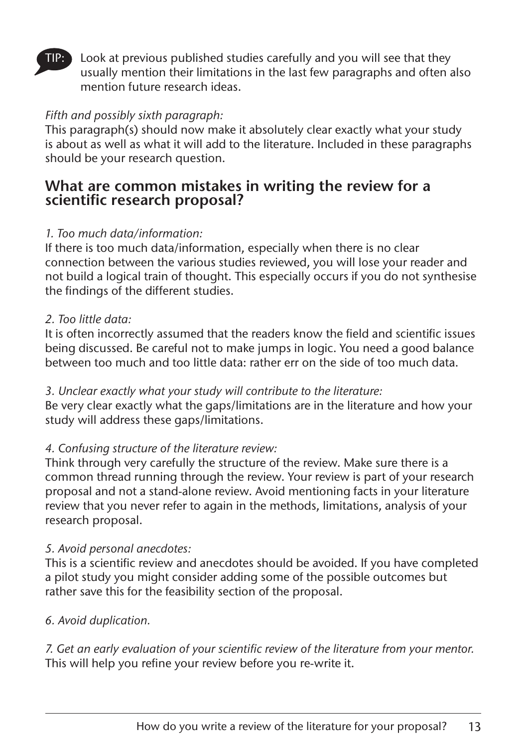**TIP:** Look at previous published studies carefully and you will see that they usually mention their limitations in the last few paragraphs and often also mention future research ideas.

*Fifth and possibly sixth paragraph:*
This paragraph(s) should now make it absolutely clear exactly what your study is about as well as what it will add to the literature. Included in these paragraphs should be your research question.

## What are common mistakes in writing the review for a scientific research proposal?

*1. Too much data/information:*
If there is too much data/information, especially when there is no clear connection between the various studies reviewed, you will lose your reader and not build a logical train of thought. This especially occurs if you do not synthesise the findings of the different studies.

*2. Too little data:*
It is often incorrectly assumed that the readers know the field and scientific issues being discussed. Be careful not to make jumps in logic. You need a good balance between too much and too little data: rather err on the side of too much data.

*3. Unclear exactly what your study will contribute to the literature:*
Be very clear exactly what the gaps/limitations are in the literature and how your study will address these gaps/limitations.

*4. Confusing structure of the literature review:*
Think through very carefully the structure of the review. Make sure there is a common thread running through the review. Your review is part of your research proposal and not a stand-alone review. Avoid mentioning facts in your literature review that you never refer to again in the methods, limitations, analysis of your research proposal.

*5. Avoid personal anecdotes:*
This is a scientific review and anecdotes should be avoided. If you have completed a pilot study you might consider adding some of the possible outcomes but rather save this for the feasibility section of the proposal.

*6. Avoid duplication.*

*7. Get an early evaluation of your scientific review of the literature from your mentor.*
This will help you refine your review before you re-write it.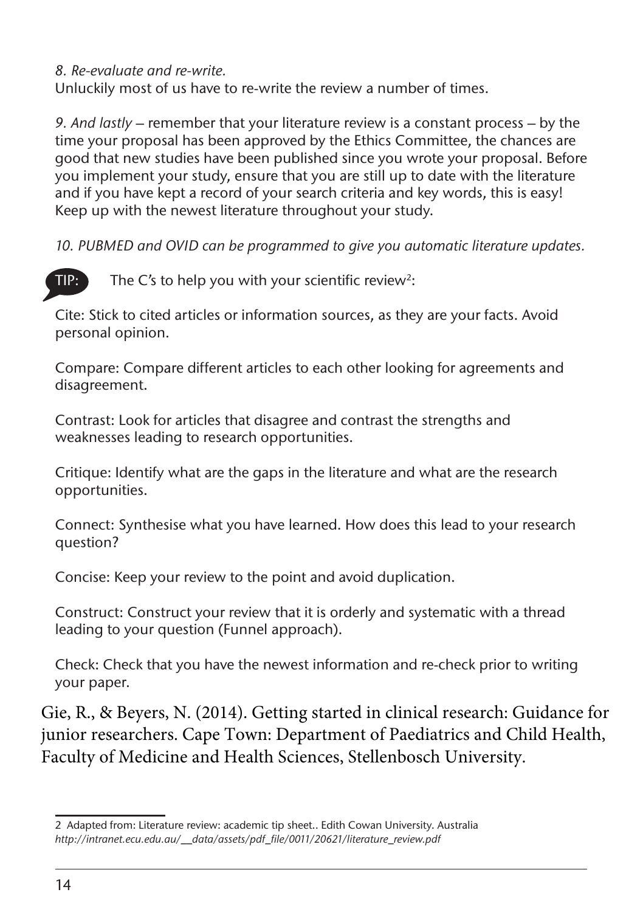*8. Re-evaluate and re-write.*
Unluckily most of us have to re-write the review a number of times.

*9. And lastly* – remember that your literature review is a constant process – by the time your proposal has been approved by the Ethics Committee, the chances are good that new studies have been published since you wrote your proposal. Before you implement your study, ensure that you are still up to date with the literature and if you have kept a record of your search criteria and key words, this is easy! Keep up with the newest literature throughout your study.

*10. PUBMED and OVID can be programmed to give you automatic literature updates.*

TIP: The C's to help you with your scientific review[2]:

Cite: Stick to cited articles or information sources, as they are your facts. Avoid personal opinion.

Compare: Compare different articles to each other looking for agreements and disagreement.

Contrast: Look for articles that disagree and contrast the strengths and weaknesses leading to research opportunities.

Critique: Identify what are the gaps in the literature and what are the research opportunities.

Connect: Synthesise what you have learned. How does this lead to your research question?

Concise: Keep your review to the point and avoid duplication.

Construct: Construct your review that it is orderly and systematic with a thread leading to your question (Funnel approach).

Check: Check that you have the newest information and re-check prior to writing your paper.

Gie, R., & Beyers, N. (2014). Getting started in clinical research: Guidance for junior researchers. Cape Town: Department of Paediatrics and Child Health, Faculty of Medicine and Health Sciences, Stellenbosch University.

---

2 Adapted from: Literature review: academic tip sheet.. Edith Cowan University. Australia
*http://intranet.ecu.edu.au/__data/assets/pdf_file/0011/20621/literature_review.pdf*